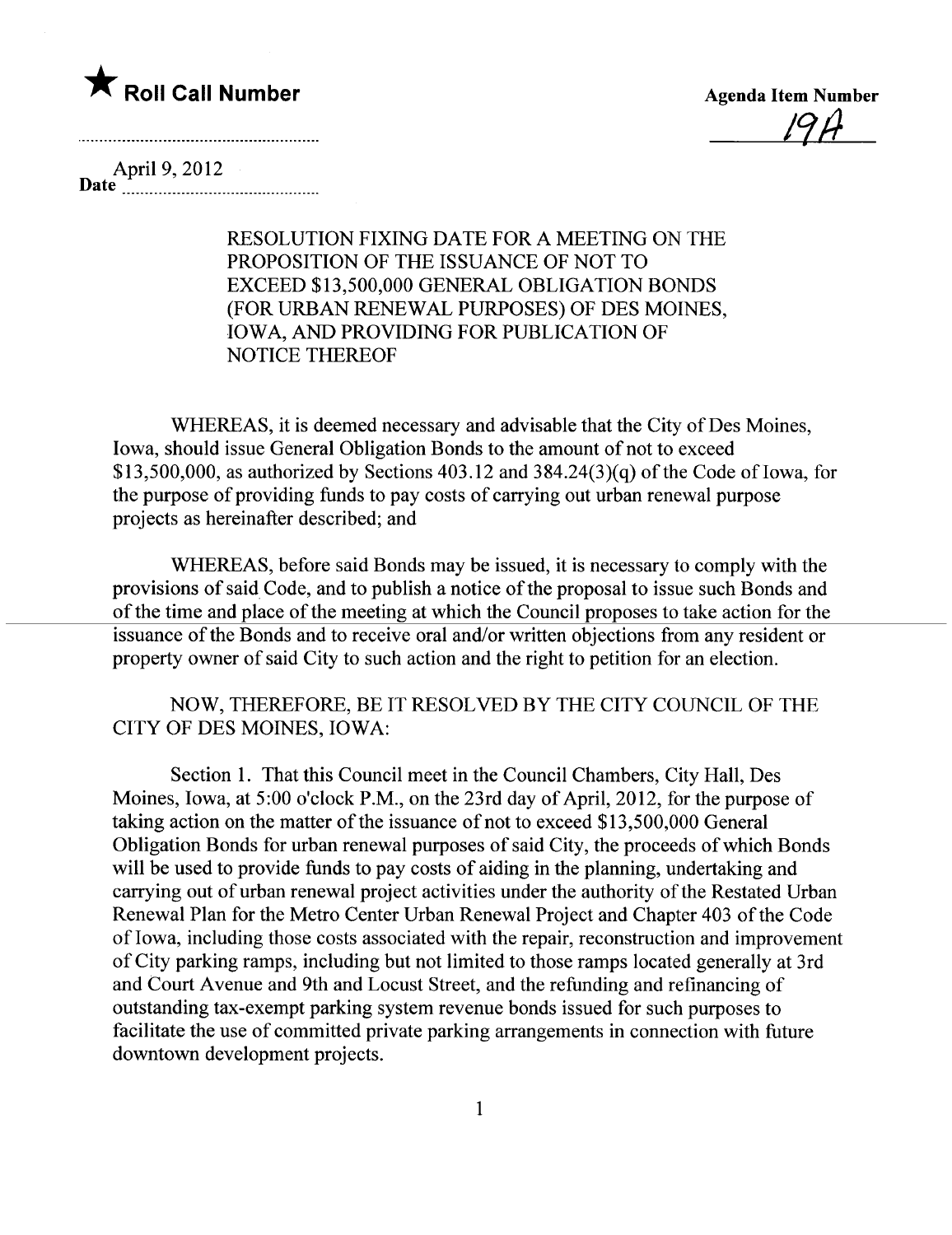★ **Roll Call Number**

**Agenda Item Number**

19A

**Date** April 9, 2012

RESOLUTION FIXING DATE FOR A MEETING ON THE PROPOSITION OF THE ISSUANCE OF NOT TO EXCEED $13,500,000 GENERAL OBLIGATION BONDS (FOR URBAN RENEWAL PURPOSES) OF DES MOINES, IOWA, AND PROVIDING FOR PUBLICATION OF NOTICE THEREOF

WHEREAS, it is deemed necessary and advisable that the City of Des Moines, Iowa, should issue General Obligation Bonds to the amount of not to exceed $13,500,000, as authorized by Sections 403.12 and 384.24(3)(q) of the Code of Iowa, for the purpose of providing funds to pay costs of carrying out urban renewal purpose projects as hereinafter described; and

WHEREAS, before said Bonds may be issued, it is necessary to comply with the provisions of said Code, and to publish a notice of the proposal to issue such Bonds and of the time and place of the meeting at which the Council proposes to take action for the issuance of the Bonds and to receive oral and/or written objections from any resident or property owner of said City to such action and the right to petition for an election.

NOW, THEREFORE, BE IT RESOLVED BY THE CITY COUNCIL OF THE CITY OF DES MOINES, IOWA:

Section 1. That this Council meet in the Council Chambers, City Hall, Des Moines, Iowa, at 5:00 o'clock P.M., on the 23rd day of April, 2012, for the purpose of taking action on the matter of the issuance of not to exceed $13,500,000 General Obligation Bonds for urban renewal purposes of said City, the proceeds of which Bonds will be used to provide funds to pay costs of aiding in the planning, undertaking and carrying out of urban renewal project activities under the authority of the Restated Urban Renewal Plan for the Metro Center Urban Renewal Project and Chapter 403 of the Code of Iowa, including those costs associated with the repair, reconstruction and improvement of City parking ramps, including but not limited to those ramps located generally at 3rd and Court Avenue and 9th and Locust Street, and the refunding and refinancing of outstanding tax-exempt parking system revenue bonds issued for such purposes to facilitate the use of committed private parking arrangements in connection with future downtown development projects.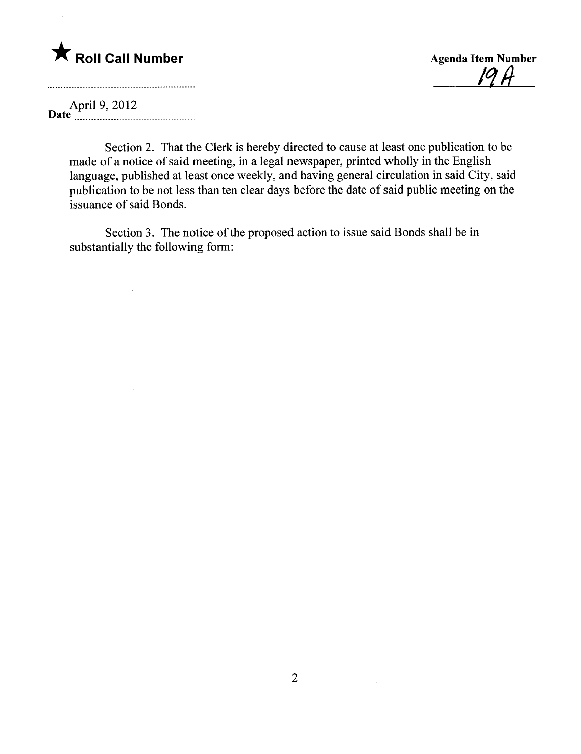★ **Roll Call Number**

**Agenda Item Number**

19A

**Date** April 9, 2012

Section 2. That the Clerk is hereby directed to cause at least one publication to be made of a notice of said meeting, in a legal newspaper, printed wholly in the English language, published at least once weekly, and having general circulation in said City, said publication to be not less than ten clear days before the date of said public meeting on the issuance of said Bonds.

Section 3. The notice of the proposed action to issue said Bonds shall be in substantially the following form: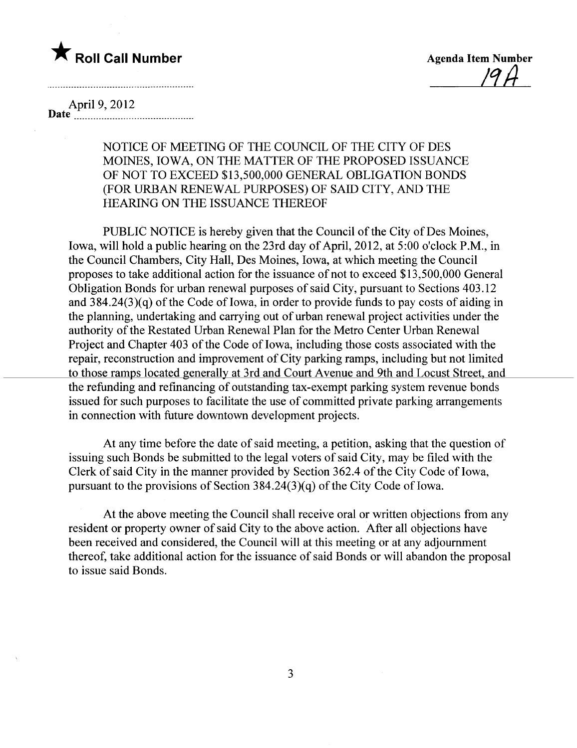★ **Roll Call Number**

**Agenda Item Number**
19A

**Date** April 9, 2012

NOTICE OF MEETING OF THE COUNCIL OF THE CITY OF DES MOINES, IOWA, ON THE MATTER OF THE PROPOSED ISSUANCE OF NOT TO EXCEED $13,500,000 GENERAL OBLIGATION BONDS (FOR URBAN RENEWAL PURPOSES) OF SAID CITY, AND THE HEARING ON THE ISSUANCE THEREOF

PUBLIC NOTICE is hereby given that the Council of the City of Des Moines, Iowa, will hold a public hearing on the 23rd day of April, 2012, at 5:00 o'clock P.M., in the Council Chambers, City Hall, Des Moines, Iowa, at which meeting the Council proposes to take additional action for the issuance of not to exceed $13,500,000 General Obligation Bonds for urban renewal purposes of said City, pursuant to Sections 403.12 and 384.24(3)(q) of the Code of Iowa, in order to provide funds to pay costs of aiding in the planning, undertaking and carrying out of urban renewal project activities under the authority of the Restated Urban Renewal Plan for the Metro Center Urban Renewal Project and Chapter 403 of the Code of Iowa, including those costs associated with the repair, reconstruction and improvement of City parking ramps, including but not limited to those ramps located generally at 3rd and Court Avenue and 9th and Locust Street, and the refunding and refinancing of outstanding tax-exempt parking system revenue bonds issued for such purposes to facilitate the use of committed private parking arrangements in connection with future downtown development projects.

At any time before the date of said meeting, a petition, asking that the question of issuing such Bonds be submitted to the legal voters of said City, may be filed with the Clerk of said City in the manner provided by Section 362.4 of the City Code of Iowa, pursuant to the provisions of Section 384.24(3)(q) of the City Code of Iowa.

At the above meeting the Council shall receive oral or written objections from any resident or property owner of said City to the above action. After all objections have been received and considered, the Council will at this meeting or at any adjournment thereof, take additional action for the issuance of said Bonds or will abandon the proposal to issue said Bonds.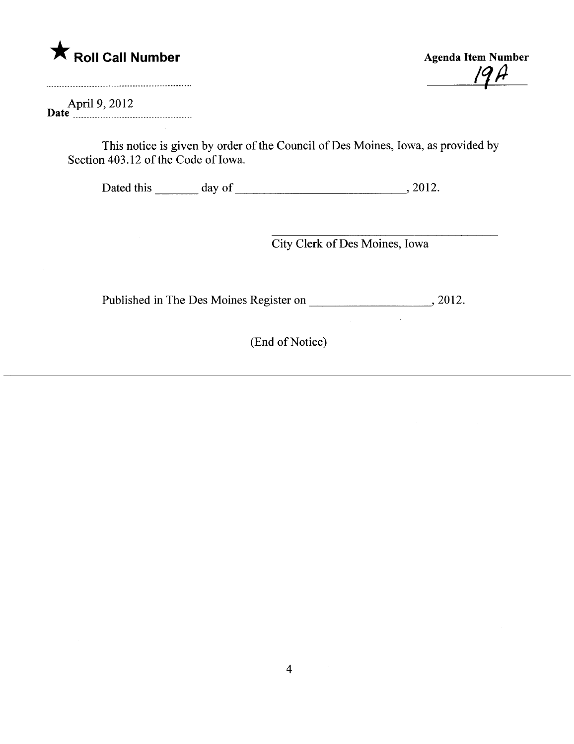★ **Roll Call Number**

**Agenda Item Number** 19A

**Date** April 9, 2012

This notice is given by order of the Council of Des Moines, Iowa, as provided by Section 403.12 of the Code of Iowa.

Dated this _______ day of ____________________________, 2012.

_______________________________________
City Clerk of Des Moines, Iowa

Published in The Des Moines Register on ____________________, 2012.

(End of Notice)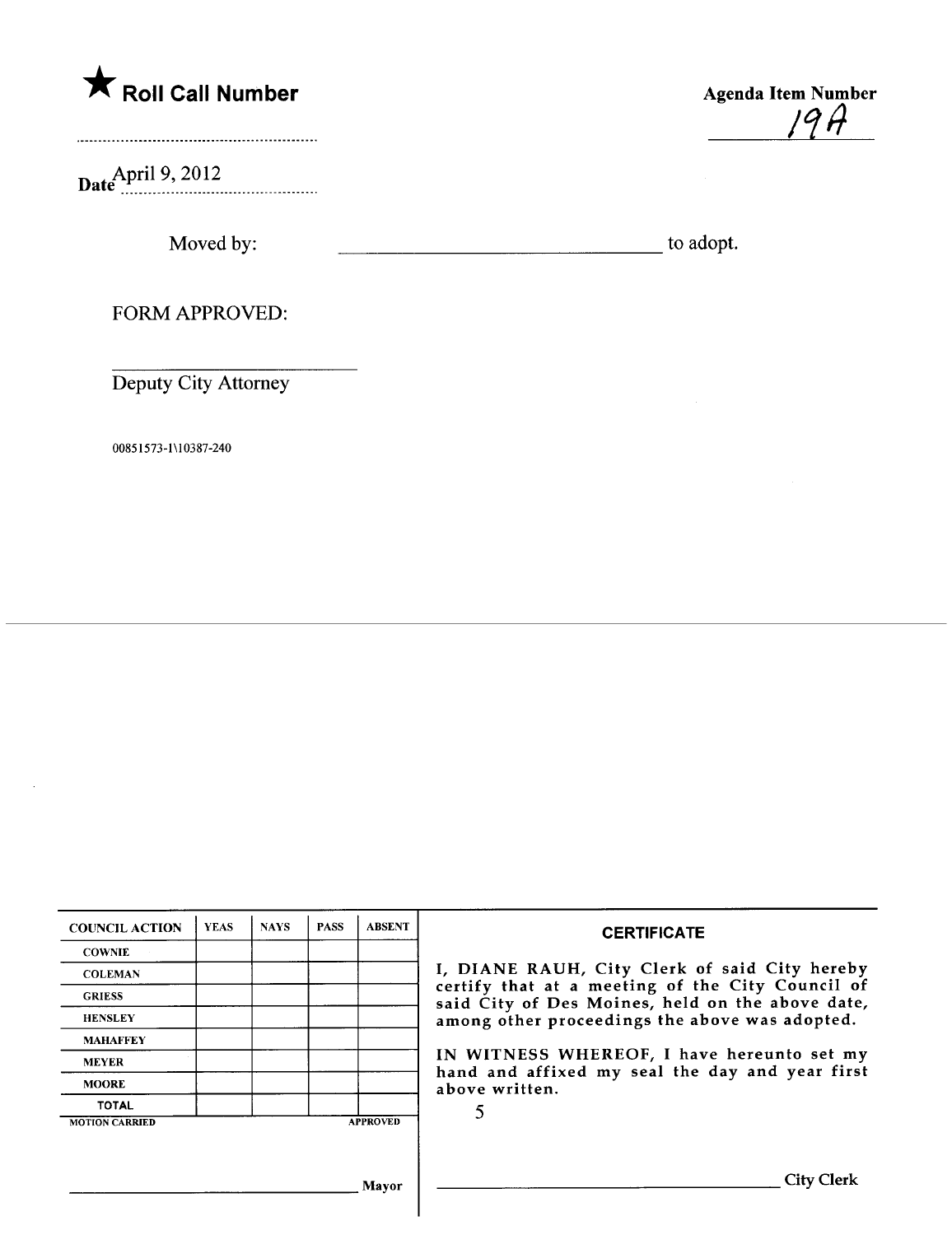★ **Roll Call Number**

..........................................................

Date April 9, 2012

**Agenda Item Number**

19A

Moved by: ________________________________ to adopt.

FORM APPROVED:

___________________________

Deputy City Attorney

00851573-1\10387-240

| COUNCIL ACTION | YEAS | NAYS | PASS | ABSENT |
|---|---|---|---|---|
| COWNIE | | | | |
| COLEMAN | | | | |
| GRIESS | | | | |
| HENSLEY | | | | |
| MAHAFFEY | | | | |
| MEYER | | | | |
| MOORE | | | | |
| TOTAL | | | | |

MOTION CARRIED APPROVED

___________________________________ Mayor

**CERTIFICATE**

I, DIANE RAUH, City Clerk of said City hereby certify that at a meeting of the City Council of said City of Des Moines, held on the above date, among other proceedings the above was adopted.

IN WITNESS WHEREOF, I have hereunto set my hand and affixed my seal the day and year first above written.

___________________________________ City Clerk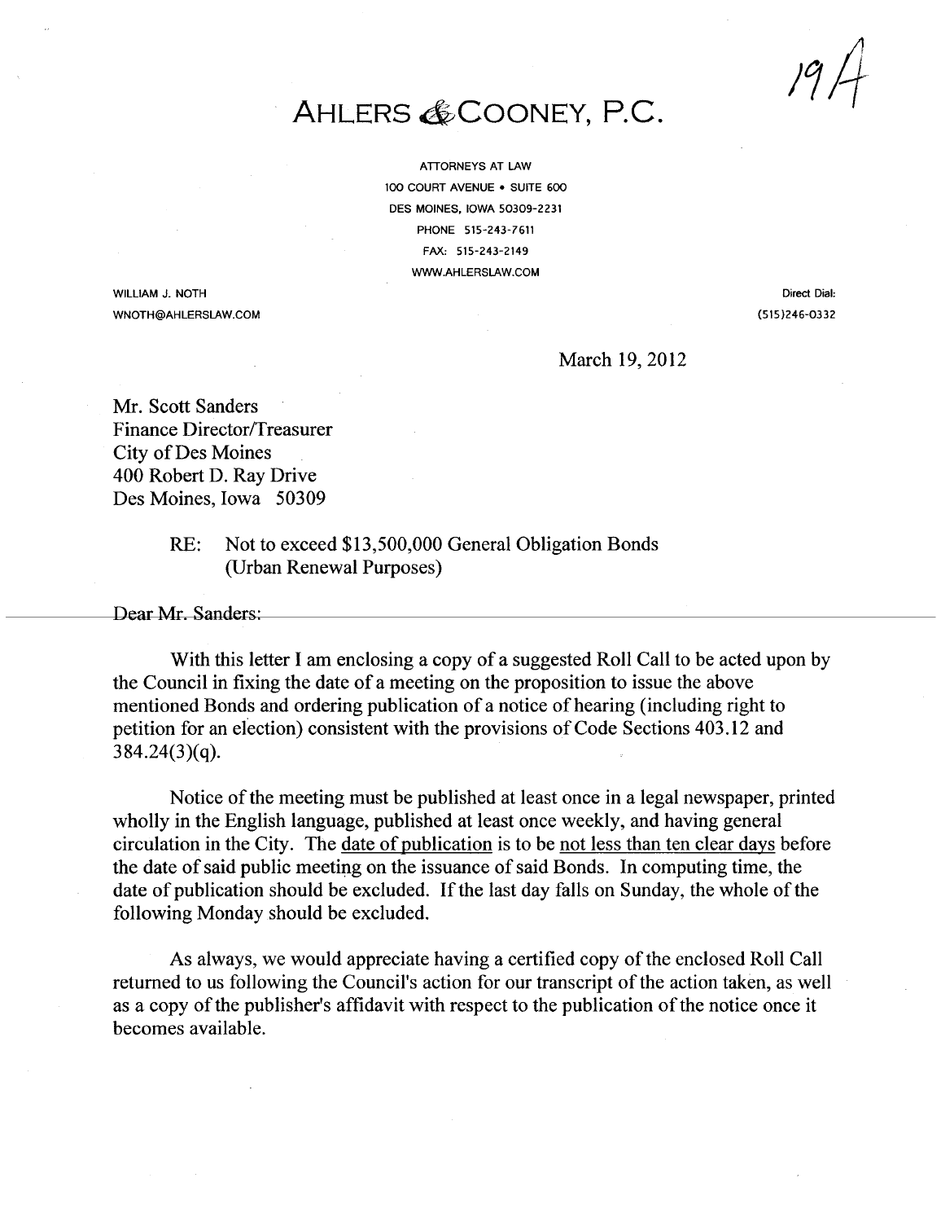19A

# AHLERS & COONEY, P.C.

ATTORNEYS AT LAW
100 COURT AVENUE • SUITE 600
DES MOINES, IOWA 50309-2231
PHONE 515-243-7611
FAX: 515-243-2149
WWW.AHLERSLAW.COM

WILLIAM J. NOTH
WNOTH@AHLERSLAW.COM

Direct Dial:
(515)246-0332

March 19, 2012

Mr. Scott Sanders
Finance Director/Treasurer
City of Des Moines
400 Robert D. Ray Drive
Des Moines, Iowa 50309

RE: Not to exceed $13,500,000 General Obligation Bonds
(Urban Renewal Purposes)

Dear Mr. Sanders:

With this letter I am enclosing a copy of a suggested Roll Call to be acted upon by the Council in fixing the date of a meeting on the proposition to issue the above mentioned Bonds and ordering publication of a notice of hearing (including right to petition for an election) consistent with the provisions of Code Sections 403.12 and 384.24(3)(q).

Notice of the meeting must be published at least once in a legal newspaper, printed wholly in the English language, published at least once weekly, and having general circulation in the City. The <u>date of publication</u> is to be <u>not less than ten clear days</u> before the date of said public meeting on the issuance of said Bonds. In computing time, the date of publication should be excluded. If the last day falls on Sunday, the whole of the following Monday should be excluded.

As always, we would appreciate having a certified copy of the enclosed Roll Call returned to us following the Council's action for our transcript of the action taken, as well as a copy of the publisher's affidavit with respect to the publication of the notice once it becomes available.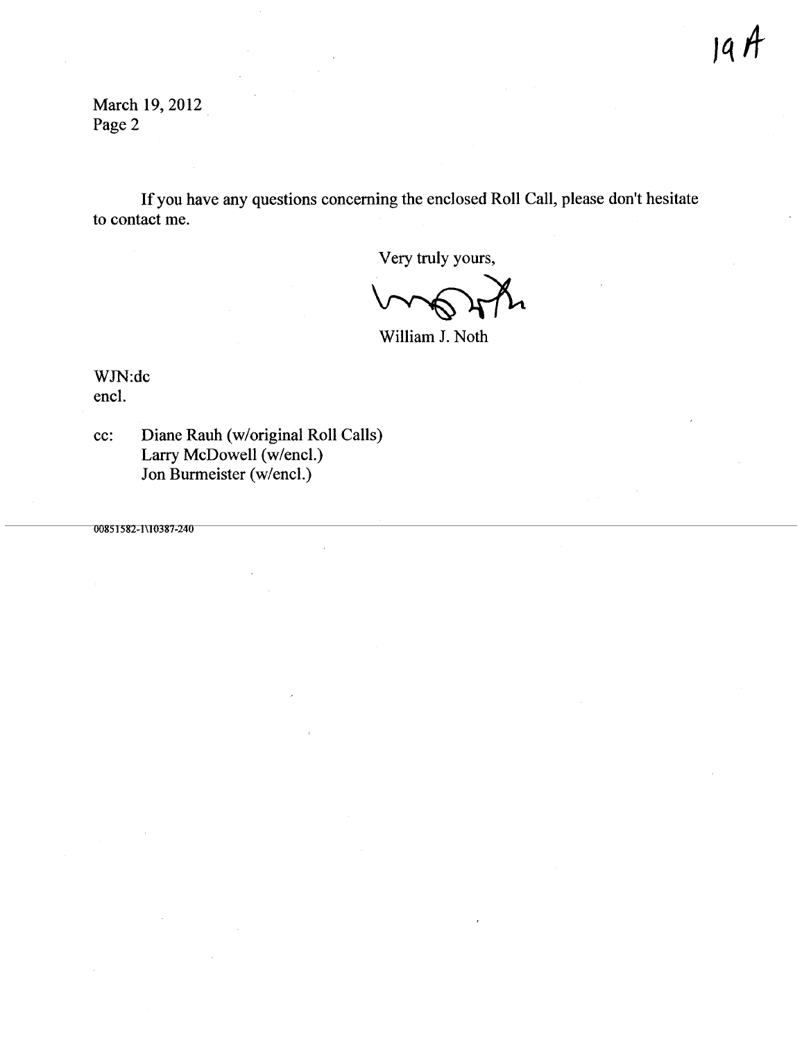19 A

March 19, 2012
Page 2

If you have any questions concerning the enclosed Roll Call, please don't hesitate to contact me.

Very truly yours,

William J. Noth

WJN:dc
encl.

cc: Diane Rauh (w/original Roll Calls)
Larry McDowell (w/encl.)
Jon Burmeister (w/encl.)

00851582-1\10387-240